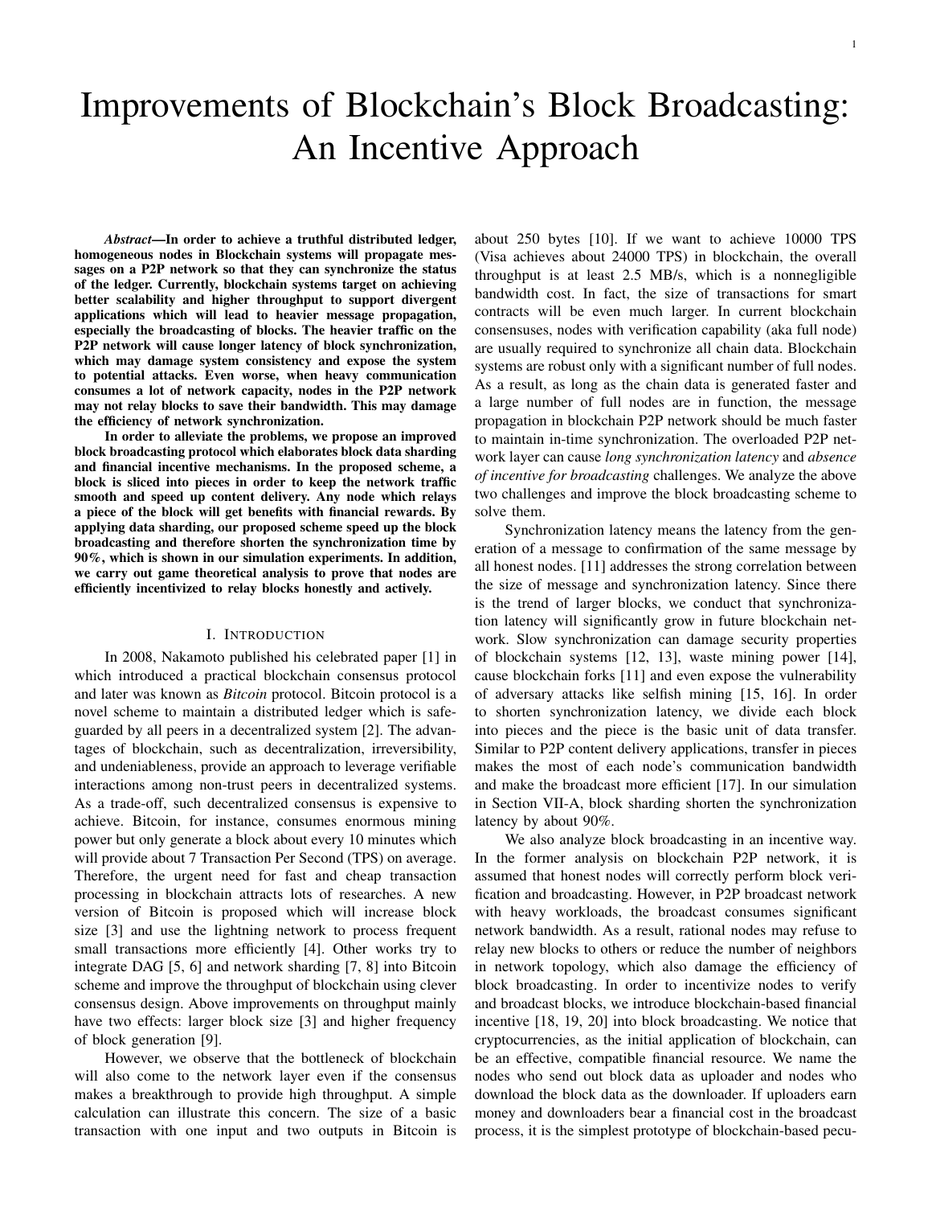# Improvements of Blockchain's Block Broadcasting: An Incentive Approach

***Abstract*—In order to achieve a truthful distributed ledger, homogeneous nodes in Blockchain systems will propagate messages on a P2P network so that they can synchronize the status of the ledger. Currently, blockchain systems target on achieving better scalability and higher throughput to support divergent applications which will lead to heavier message propagation, especially the broadcasting of blocks. The heavier traffic on the P2P network will cause longer latency of block synchronization, which may damage system consistency and expose the system to potential attacks. Even worse, when heavy communication consumes a lot of network capacity, nodes in the P2P network may not relay blocks to save their bandwidth. This may damage the efficiency of network synchronization.**

**In order to alleviate the problems, we propose an improved block broadcasting protocol which elaborates block data sharding and financial incentive mechanisms. In the proposed scheme, a block is sliced into pieces in order to keep the network traffic smooth and speed up content delivery. Any node which relays a piece of the block will get benefits with financial rewards. By applying data sharding, our proposed scheme speed up the block broadcasting and therefore shorten the synchronization time by 90%, which is shown in our simulation experiments. In addition, we carry out game theoretical analysis to prove that nodes are efficiently incentivized to relay blocks honestly and actively.**

## I. Introduction

In 2008, Nakamoto published his celebrated paper [1] in which introduced a practical blockchain consensus protocol and later was known as *Bitcoin* protocol. Bitcoin protocol is a novel scheme to maintain a distributed ledger which is safeguarded by all peers in a decentralized system [2]. The advantages of blockchain, such as decentralization, irreversibility, and undeniableness, provide an approach to leverage verifiable interactions among non-trust peers in decentralized systems. As a trade-off, such decentralized consensus is expensive to achieve. Bitcoin, for instance, consumes enormous mining power but only generate a block about every 10 minutes which will provide about 7 Transaction Per Second (TPS) on average. Therefore, the urgent need for fast and cheap transaction processing in blockchain attracts lots of researches. A new version of Bitcoin is proposed which will increase block size [3] and use the lightning network to process frequent small transactions more efficiently [4]. Other works try to integrate DAG [5, 6] and network sharding [7, 8] into Bitcoin scheme and improve the throughput of blockchain using clever consensus design. Above improvements on throughput mainly have two effects: larger block size [3] and higher frequency of block generation [9].

However, we observe that the bottleneck of blockchain will also come to the network layer even if the consensus makes a breakthrough to provide high throughput. A simple calculation can illustrate this concern. The size of a basic transaction with one input and two outputs in Bitcoin is about 250 bytes [10]. If we want to achieve 10000 TPS (Visa achieves about 24000 TPS) in blockchain, the overall throughput is at least 2.5 MB/s, which is a nonnegligible bandwidth cost. In fact, the size of transactions for smart contracts will be even much larger. In current blockchain consensuses, nodes with verification capability (aka full node) are usually required to synchronize all chain data. Blockchain systems are robust only with a significant number of full nodes. As a result, as long as the chain data is generated faster and a large number of full nodes are in function, the message propagation in blockchain P2P network should be much faster to maintain in-time synchronization. The overloaded P2P network layer can cause *long synchronization latency* and *absence of incentive for broadcasting* challenges. We analyze the above two challenges and improve the block broadcasting scheme to solve them.

Synchronization latency means the latency from the generation of a message to confirmation of the same message by all honest nodes. [11] addresses the strong correlation between the size of message and synchronization latency. Since there is the trend of larger blocks, we conduct that synchronization latency will significantly grow in future blockchain network. Slow synchronization can damage security properties of blockchain systems [12, 13], waste mining power [14], cause blockchain forks [11] and even expose the vulnerability of adversary attacks like selfish mining [15, 16]. In order to shorten synchronization latency, we divide each block into pieces and the piece is the basic unit of data transfer. Similar to P2P content delivery applications, transfer in pieces makes the most of each node's communication bandwidth and make the broadcast more efficient [17]. In our simulation in Section VII-A, block sharding shorten the synchronization latency by about 90%.

We also analyze block broadcasting in an incentive way. In the former analysis on blockchain P2P network, it is assumed that honest nodes will correctly perform block verification and broadcasting. However, in P2P broadcast network with heavy workloads, the broadcast consumes significant network bandwidth. As a result, rational nodes may refuse to relay new blocks to others or reduce the number of neighbors in network topology, which also damage the efficiency of block broadcasting. In order to incentivize nodes to verify and broadcast blocks, we introduce blockchain-based financial incentive [18, 19, 20] into block broadcasting. We notice that cryptocurrencies, as the initial application of blockchain, can be an effective, compatible financial resource. We name the nodes who send out block data as uploader and nodes who download the block data as the downloader. If uploaders earn money and downloaders bear a financial cost in the broadcast process, it is the simplest prototype of blockchain-based pecu-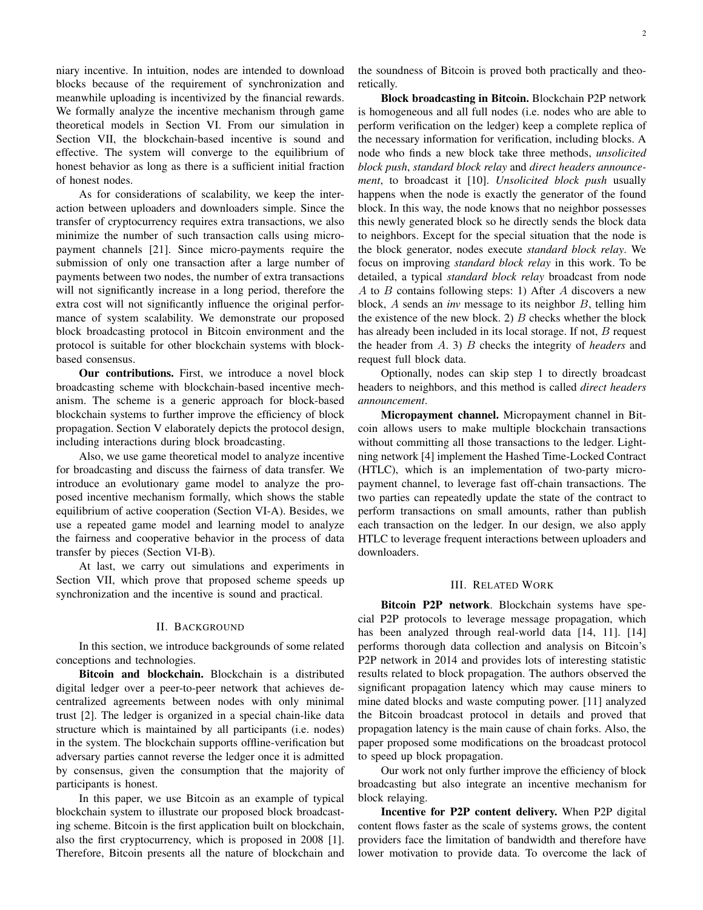niary incentive. In intuition, nodes are intended to download blocks because of the requirement of synchronization and meanwhile uploading is incentivized by the financial rewards. We formally analyze the incentive mechanism through game theoretical models in Section VI. From our simulation in Section VII, the blockchain-based incentive is sound and effective. The system will converge to the equilibrium of honest behavior as long as there is a sufficient initial fraction of honest nodes.

As for considerations of scalability, we keep the interaction between uploaders and downloaders simple. Since the transfer of cryptocurrency requires extra transactions, we also minimize the number of such transaction calls using micropayment channels [21]. Since micro-payments require the submission of only one transaction after a large number of payments between two nodes, the number of extra transactions will not significantly increase in a long period, therefore the extra cost will not significantly influence the original performance of system scalability. We demonstrate our proposed block broadcasting protocol in Bitcoin environment and the protocol is suitable for other blockchain systems with block-based consensus.

**Our contributions.** First, we introduce a novel block broadcasting scheme with blockchain-based incentive mechanism. The scheme is a generic approach for block-based blockchain systems to further improve the efficiency of block propagation. Section V elaborately depicts the protocol design, including interactions during block broadcasting.

Also, we use game theoretical model to analyze incentive for broadcasting and discuss the fairness of data transfer. We introduce an evolutionary game model to analyze the proposed incentive mechanism formally, which shows the stable equilibrium of active cooperation (Section VI-A). Besides, we use a repeated game model and learning model to analyze the fairness and cooperative behavior in the process of data transfer by pieces (Section VI-B).

At last, we carry out simulations and experiments in Section VII, which prove that proposed scheme speeds up synchronization and the incentive is sound and practical.

## II. Background

In this section, we introduce backgrounds of some related conceptions and technologies.

**Bitcoin and blockchain.** Blockchain is a distributed digital ledger over a peer-to-peer network that achieves decentralized agreements between nodes with only minimal trust [2]. The ledger is organized in a special chain-like data structure which is maintained by all participants (i.e. nodes) in the system. The blockchain supports offline-verification but adversary parties cannot reverse the ledger once it is admitted by consensus, given the consumption that the majority of participants is honest.

In this paper, we use Bitcoin as an example of typical blockchain system to illustrate our proposed block broadcasting scheme. Bitcoin is the first application built on blockchain, also the first cryptocurrency, which is proposed in 2008 [1]. Therefore, Bitcoin presents all the nature of blockchain and the soundness of Bitcoin is proved both practically and theoretically.

**Block broadcasting in Bitcoin.** Blockchain P2P network is homogeneous and all full nodes (i.e. nodes who are able to perform verification on the ledger) keep a complete replica of the necessary information for verification, including blocks. A node who finds a new block take three methods, *unsolicited block push*, *standard block relay* and *direct headers announcement*, to broadcast it [10]. *Unsolicited block push* usually happens when the node is exactly the generator of the found block. In this way, the node knows that no neighbor possesses this newly generated block so he directly sends the block data to neighbors. Except for the special situation that the node is the block generator, nodes execute *standard block relay*. We focus on improving *standard block relay* in this work. To be detailed, a typical *standard block relay* broadcast from node $A$ to $B$ contains following steps: 1) After $A$ discovers a new block, $A$ sends an *inv* message to its neighbor $B$, telling him the existence of the new block. 2) $B$ checks whether the block has already been included in its local storage. If not, $B$ request the header from $A$. 3) $B$ checks the integrity of *headers* and request full block data.

Optionally, nodes can skip step 1 to directly broadcast headers to neighbors, and this method is called *direct headers announcement*.

**Micropayment channel.** Micropayment channel in Bitcoin allows users to make multiple blockchain transactions without committing all those transactions to the ledger. Lightning network [4] implement the Hashed Time-Locked Contract (HTLC), which is an implementation of two-party micropayment channel, to leverage fast off-chain transactions. The two parties can repeatedly update the state of the contract to perform transactions on small amounts, rather than publish each transaction on the ledger. In our design, we also apply HTLC to leverage frequent interactions between uploaders and downloaders.

## III. Related Work

**Bitcoin P2P network**. Blockchain systems have special P2P protocols to leverage message propagation, which has been analyzed through real-world data [14, 11]. [14] performs thorough data collection and analysis on Bitcoin's P2P network in 2014 and provides lots of interesting statistic results related to block propagation. The authors observed the significant propagation latency which may cause miners to mine dated blocks and waste computing power. [11] analyzed the Bitcoin broadcast protocol in details and proved that propagation latency is the main cause of chain forks. Also, the paper proposed some modifications on the broadcast protocol to speed up block propagation.

Our work not only further improve the efficiency of block broadcasting but also integrate an incentive mechanism for block relaying.

**Incentive for P2P content delivery.** When P2P digital content flows faster as the scale of systems grows, the content providers face the limitation of bandwidth and therefore have lower motivation to provide data. To overcome the lack of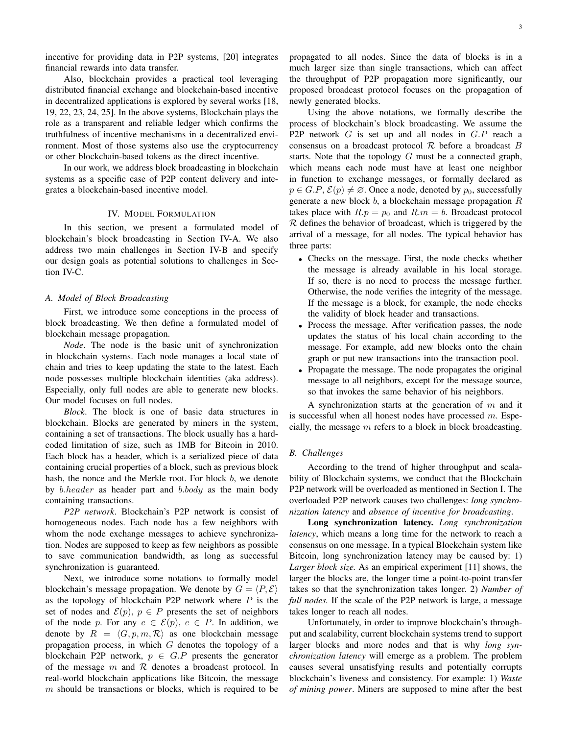incentive for providing data in P2P systems, [20] integrates financial rewards into data transfer.

Also, blockchain provides a practical tool leveraging distributed financial exchange and blockchain-based incentive in decentralized applications is explored by several works [18, 19, 22, 23, 24, 25]. In the above systems, Blockchain plays the role as a transparent and reliable ledger which confirms the truthfulness of incentive mechanisms in a decentralized environment. Most of those systems also use the cryptocurrency or other blockchain-based tokens as the direct incentive.

In our work, we address block broadcasting in blockchain systems as a specific case of P2P content delivery and integrates a blockchain-based incentive model.

## IV. Model Formulation

In this section, we present a formulated model of blockchain's block broadcasting in Section IV-A. We also address two main challenges in Section IV-B and specify our design goals as potential solutions to challenges in Section IV-C.

### A. Model of Block Broadcasting

First, we introduce some conceptions in the process of block broadcasting. We then define a formulated model of blockchain message propagation.

*Node*. The node is the basic unit of synchronization in blockchain systems. Each node manages a local state of chain and tries to keep updating the state to the latest. Each node possesses multiple blockchain identities (aka address). Especially, only full nodes are able to generate new blocks. Our model focuses on full nodes.

*Block*. The block is one of basic data structures in blockchain. Blocks are generated by miners in the system, containing a set of transactions. The block usually has a hard-coded limitation of size, such as 1MB for Bitcoin in 2010. Each block has a header, which is a serialized piece of data containing crucial properties of a block, such as previous block hash, the nonce and the Merkle root. For block $b$, we denote by $b.header$ as header part and $b.body$ as the main body containing transactions.

*P2P network*. Blockchain's P2P network is consist of homogeneous nodes. Each node has a few neighbors with whom the node exchange messages to achieve synchronization. Nodes are supposed to keep as few neighbors as possible to save communication bandwidth, as long as successful synchronization is guaranteed.

Next, we introduce some notations to formally model blockchain's message propagation. We denote by $G = \langle P, \mathcal{E} \rangle$ as the topology of blockchain P2P network where $P$ is the set of nodes and $\mathcal{E}(p)$, $p \in P$ presents the set of neighbors of the node $p$. For any $e \in \mathcal{E}(p)$, $e \in P$. In addition, we denote by $R = \langle G, p, m, \mathcal{R} \rangle$ as one blockchain message propagation process, in which $G$ denotes the topology of a blockchain P2P network, $p \in G.P$ presents the generator of the message $m$ and $\mathcal{R}$ denotes a broadcast protocol. In real-world blockchain applications like Bitcoin, the message $m$ should be transactions or blocks, which is required to be propagated to all nodes. Since the data of blocks is in a much larger size than single transactions, which can affect the throughput of P2P propagation more significantly, our proposed broadcast protocol focuses on the propagation of newly generated blocks.

Using the above notations, we formally describe the process of blockchain's block broadcasting. We assume the P2P network $G$ is set up and all nodes in $G.P$ reach a consensus on a broadcast protocol $\mathcal{R}$ before a broadcast $B$ starts. Note that the topology $G$ must be a connected graph, which means each node must have at least one neighbor in function to exchange messages, or formally declared as $p \in G.P, \mathcal{E}(p) \neq \varnothing$. Once a node, denoted by $p_0$, successfully generate a new block $b$, a blockchain message propagation $R$ takes place with $R.p = p_0$ and $R.m = b$. Broadcast protocol $\mathcal{R}$ defines the behavior of broadcast, which is triggered by the arrival of a message, for all nodes. The typical behavior has three parts:

- Checks on the message. First, the node checks whether the message is already available in his local storage. If so, there is no need to process the message further. Otherwise, the node verifies the integrity of the message. If the message is a block, for example, the node checks the validity of block header and transactions.
- Process the message. After verification passes, the node updates the status of his local chain according to the message. For example, add new blocks onto the chain graph or put new transactions into the transaction pool.
- Propagate the message. The node propagates the original message to all neighbors, except for the message source, so that invokes the same behavior of his neighbors.

A synchronization starts at the generation of $m$ and it is successful when all honest nodes have processed $m$. Especially, the message $m$ refers to a block in block broadcasting.

### B. Challenges

According to the trend of higher throughput and scalability of Blockchain systems, we conduct that the Blockchain P2P network will be overloaded as mentioned in Section I. The overloaded P2P network causes two challenges: *long synchronization latency* and *absence of incentive for broadcasting*.

**Long synchronization latency.** *Long synchronization latency*, which means a long time for the network to reach a consensus on one message. In a typical Blockchain system like Bitcoin, long synchronization latency may be caused by: 1) *Larger block size.* As an empirical experiment [11] shows, the larger the blocks are, the longer time a point-to-point transfer takes so that the synchronization takes longer. 2) *Number of full nodes.* If the scale of the P2P network is large, a message takes longer to reach all nodes.

Unfortunately, in order to improve blockchain's throughput and scalability, current blockchain systems trend to support larger blocks and more nodes and that is why *long synchronization latency* will emerge as a problem. The problem causes several unsatisfying results and potentially corrupts blockchain's liveness and consistency. For example: 1) *Waste of mining power*. Miners are supposed to mine after the best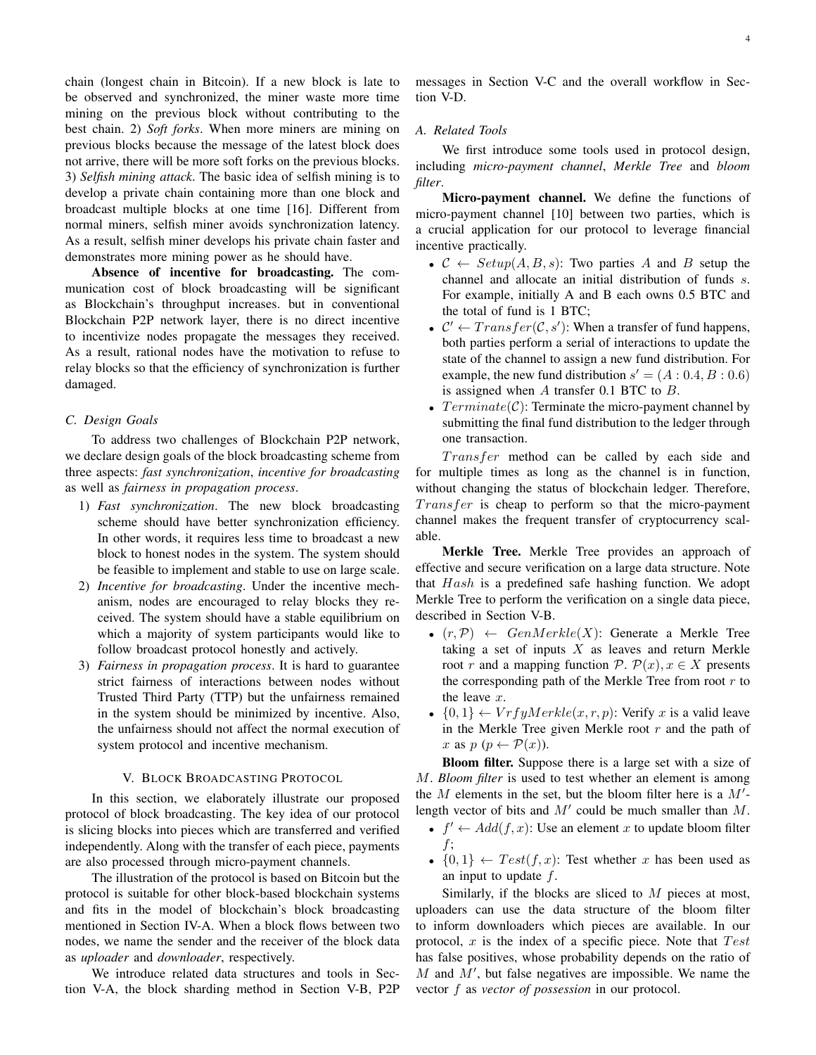chain (longest chain in Bitcoin). If a new block is late to be observed and synchronized, the miner waste more time mining on the previous block without contributing to the best chain. 2) *Soft forks*. When more miners are mining on previous blocks because the message of the latest block does not arrive, there will be more soft forks on the previous blocks. 3) *Selfish mining attack*. The basic idea of selfish mining is to develop a private chain containing more than one block and broadcast multiple blocks at one time [16]. Different from normal miners, selfish miner avoids synchronization latency. As a result, selfish miner develops his private chain faster and demonstrates more mining power as he should have.

**Absence of incentive for broadcasting.** The communication cost of block broadcasting will be significant as Blockchain's throughput increases. but in conventional Blockchain P2P network layer, there is no direct incentive to incentivize nodes propagate the messages they received. As a result, rational nodes have the motivation to refuse to relay blocks so that the efficiency of synchronization is further damaged.

### C. Design Goals

To address two challenges of Blockchain P2P network, we declare design goals of the block broadcasting scheme from three aspects: *fast synchronization*, *incentive for broadcasting* as well as *fairness in propagation process*.

1) *Fast synchronization*. The new block broadcasting scheme should have better synchronization efficiency. In other words, it requires less time to broadcast a new block to honest nodes in the system. The system should be feasible to implement and stable to use on large scale.
2) *Incentive for broadcasting*. Under the incentive mechanism, nodes are encouraged to relay blocks they received. The system should have a stable equilibrium on which a majority of system participants would like to follow broadcast protocol honestly and actively.
3) *Fairness in propagation process*. It is hard to guarantee strict fairness of interactions between nodes without Trusted Third Party (TTP) but the unfairness remained in the system should be minimized by incentive. Also, the unfairness should not affect the normal execution of system protocol and incentive mechanism.

## V. Block Broadcasting Protocol

In this section, we elaborately illustrate our proposed protocol of block broadcasting. The key idea of our protocol is slicing blocks into pieces which are transferred and verified independently. Along with the transfer of each piece, payments are also processed through micro-payment channels.

The illustration of the protocol is based on Bitcoin but the protocol is suitable for other block-based blockchain systems and fits in the model of blockchain's block broadcasting mentioned in Section IV-A. When a block flows between two nodes, we name the sender and the receiver of the block data as *uploader* and *downloader*, respectively.

We introduce related data structures and tools in Section V-A, the block sharding method in Section V-B, P2P messages in Section V-C and the overall workflow in Section V-D.

### A. Related Tools

We first introduce some tools used in protocol design, including *micro-payment channel*, *Merkle Tree* and *bloom filter*.

**Micro-payment channel.** We define the functions of micro-payment channel [10] between two parties, which is a crucial application for our protocol to leverage financial incentive practically.

- $\mathcal{C} \leftarrow Setup(A, B, s)$: Two parties $A$ and $B$ setup the channel and allocate an initial distribution of funds $s$. For example, initially A and B each owns 0.5 BTC and the total of fund is 1 BTC;
- $\mathcal{C}' \leftarrow Transfer(\mathcal{C}, s')$: When a transfer of fund happens, both parties perform a serial of interactions to update the state of the channel to assign a new fund distribution. For example, the new fund distribution $s' = (A : 0.4, B : 0.6)$ is assigned when $A$ transfer 0.1 BTC to $B$.
- $Terminate(\mathcal{C})$: Terminate the micro-payment channel by submitting the final fund distribution to the ledger through one transaction.

$Transfer$ method can be called by each side and for multiple times as long as the channel is in function, without changing the status of blockchain ledger. Therefore, $Transfer$ is cheap to perform so that the micro-payment channel makes the frequent transfer of cryptocurrency scalable.

**Merkle Tree.** Merkle Tree provides an approach of effective and secure verification on a large data structure. Note that $Hash$ is a predefined safe hashing function. We adopt Merkle Tree to perform the verification on a single data piece, described in Section V-B.

- $(r, \mathcal{P}) \leftarrow GenMerkle(X)$: Generate a Merkle Tree taking a set of inputs $X$ as leaves and return Merkle root $r$ and a mapping function $\mathcal{P}$. $\mathcal{P}(x), x \in X$ presents the corresponding path of the Merkle Tree from root $r$ to the leave $x$.
- $\{0, 1\} \leftarrow VrfyMerkle(x, r, p)$: Verify $x$ is a valid leave in the Merkle Tree given Merkle root $r$ and the path of $x$ as $p$ ($p \leftarrow \mathcal{P}(x)$).

**Bloom filter.** Suppose there is a large set with a size of $M$. *Bloom filter* is used to test whether an element is among the $M$ elements in the set, but the bloom filter here is a $M'$-length vector of bits and $M'$ could be much smaller than $M$.

- $f' \leftarrow Add(f, x)$: Use an element $x$ to update bloom filter $f$;
- $\{0, 1\} \leftarrow Test(f, x)$: Test whether $x$ has been used as an input to update $f$.

Similarly, if the blocks are sliced to $M$ pieces at most, uploaders can use the data structure of the bloom filter to inform downloaders which pieces are available. In our protocol, $x$ is the index of a specific piece. Note that $Test$ has false positives, whose probability depends on the ratio of $M$ and $M'$, but false negatives are impossible. We name the vector $f$ as *vector of possession* in our protocol.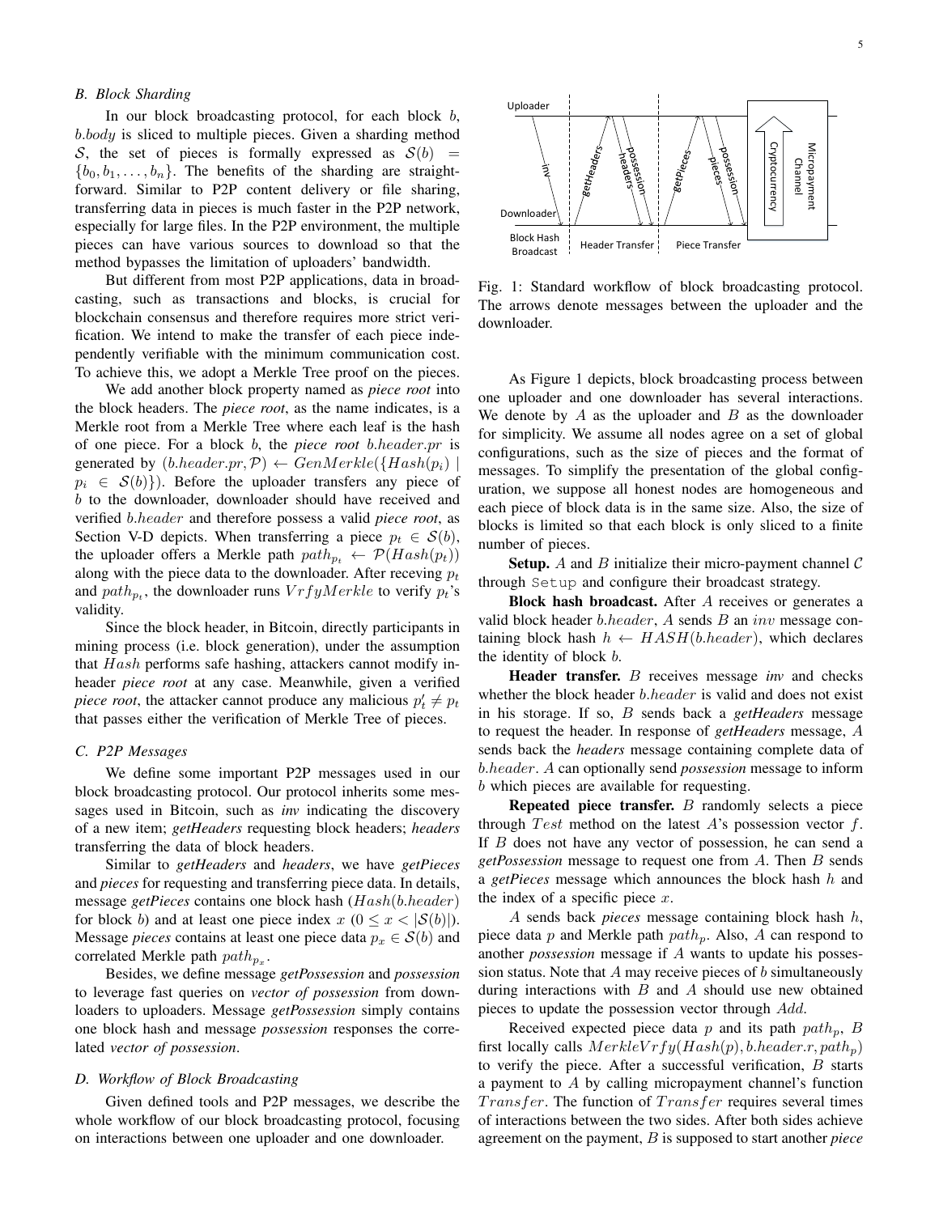### B. Block Sharding

In our block broadcasting protocol, for each block $b$, $b.body$ is sliced to multiple pieces. Given a sharding method $\mathcal{S}$, the set of pieces is formally expressed as $\mathcal{S}(b) = \{b_0, b_1, \ldots, b_n\}$. The benefits of the sharding are straightforward. Similar to P2P content delivery or file sharing, transferring data in pieces is much faster in the P2P network, especially for large files. In the P2P environment, the multiple pieces can have various sources to download so that the method bypasses the limitation of uploaders' bandwidth.

But different from most P2P applications, data in broadcasting, such as transactions and blocks, is crucial for blockchain consensus and therefore requires more strict verification. We intend to make the transfer of each piece independently verifiable with the minimum communication cost. To achieve this, we adopt a Merkle Tree proof on the pieces.

We add another block property named as *piece root* into the block headers. The *piece root*, as the name indicates, is a Merkle root from a Merkle Tree where each leaf is the hash of one piece. For a block $b$, the *piece root* $b.header.pr$ is generated by $(b.header.pr, \mathcal{P}) \leftarrow GenMerkle(\{Hash(p_i) \mid p_i \in \mathcal{S}(b)\})$. Before the uploader transfers any piece of $b$ to the downloader, downloader should have received and verified $b.header$ and therefore possess a valid *piece root*, as Section V-D depicts. When transferring a piece $p_t \in \mathcal{S}(b)$, the uploader offers a Merkle path $path_{p_t} \leftarrow \mathcal{P}(Hash(p_t))$ along with the piece data to the downloader. After receving $p_t$ and $path_{p_t}$, the downloader runs $VrfyMerkle$ to verify $p_t$'s validity.

Since the block header, in Bitcoin, directly participants in mining process (i.e. block generation), under the assumption that $Hash$ performs safe hashing, attackers cannot modify in-header *piece root* at any case. Meanwhile, given a verified *piece root*, the attacker cannot produce any malicious $p'_t \neq p_t$ that passes either the verification of Merkle Tree of pieces.

### C. P2P Messages

We define some important P2P messages used in our block broadcasting protocol. Our protocol inherits some messages used in Bitcoin, such as *inv* indicating the discovery of a new item; *getHeaders* requesting block headers; *headers* transferring the data of block headers.

Similar to *getHeaders* and *headers*, we have *getPieces* and *pieces* for requesting and transferring piece data. In details, message *getPieces* contains one block hash ($Hash(b.header)$ for block $b$) and at least one piece index $x$ ($0 \leq x < |\mathcal{S}(b)|$). Message *pieces* contains at least one piece data $p_x \in \mathcal{S}(b)$ and correlated Merkle path $path_{p_x}$.

Besides, we define message *getPossession* and *possession* to leverage fast queries on *vector of possession* from downloaders to uploaders. Message *getPossession* simply contains one block hash and message *possession* responses the correlated *vector of possession*.

### D. Workflow of Block Broadcasting

Given defined tools and P2P messages, we describe the whole workflow of our block broadcasting protocol, focusing on interactions between one uploader and one downloader.

Fig. 1: Standard workflow of block broadcasting protocol. The arrows denote messages between the uploader and the downloader.

As Figure 1 depicts, block broadcasting process between one uploader and one downloader has several interactions. We denote by $A$ as the uploader and $B$ as the downloader for simplicity. We assume all nodes agree on a set of global configurations, such as the size of pieces and the format of messages. To simplify the presentation of the global configuration, we suppose all honest nodes are homogeneous and each piece of block data is in the same size. Also, the size of blocks is limited so that each block is only sliced to a finite number of pieces.

**Setup.** $A$ and $B$ initialize their micro-payment channel $\mathcal{C}$ through `Setup` and configure their broadcast strategy.

**Block hash broadcast.** After $A$ receives or generates a valid block header $b.header$, $A$ sends $B$ an $inv$ message containing block hash $h \leftarrow HASH(b.header)$, which declares the identity of block $b$.

**Header transfer.** $B$ receives message *inv* and checks whether the block header $b.header$ is valid and does not exist in his storage. If so, $B$ sends back a ***getHeaders*** message to request the header. In response of ***getHeaders*** message, $A$ sends back the ***headers*** message containing complete data of $b.header$. $A$ can optionally send ***possession*** message to inform $b$ which pieces are available for requesting.

**Repeated piece transfer.** $B$ randomly selects a piece through $Test$ method on the latest $A$'s possession vector $f$. If $B$ does not have any vector of possession, he can send a ***getPossession*** message to request one from $A$. Then $B$ sends a ***getPieces*** message which announces the block hash $h$ and the index of a specific piece $x$.

$A$ sends back *pieces* message containing block hash $h$, piece data $p$ and Merkle path $path_p$. Also, $A$ can respond to another *possession* message if $A$ wants to update his possession status. Note that $A$ may receive pieces of $b$ simultaneously during interactions with $B$ and $A$ should use new obtained pieces to update the possession vector through $Add$.

Received expected piece data $p$ and its path $path_p$, $B$ first locally calls $MerkleVrfy(Hash(p), b.header.r, path_p)$ to verify the piece. After a successful verification, $B$ starts a payment to $A$ by calling micropayment channel's function $Transfer$. The function of $Transfer$ requires several times of interactions between the two sides. After both sides achieve agreement on the payment, $B$ is supposed to start another ***piece***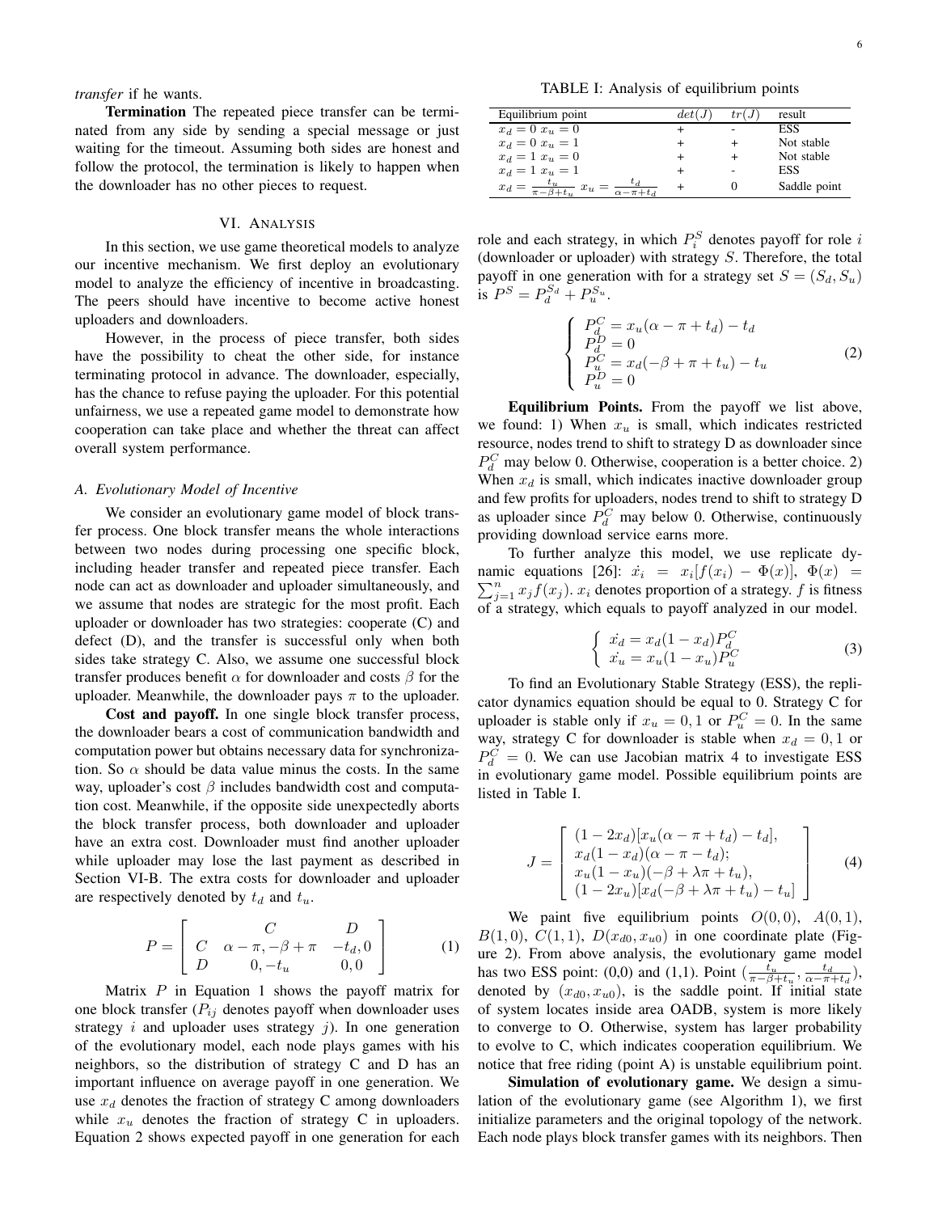*transfer* if he wants.

**Termination** The repeated piece transfer can be terminated from any side by sending a special message or just waiting for the timeout. Assuming both sides are honest and follow the protocol, the termination is likely to happen when the downloader has no other pieces to request.

## VI. Analysis

In this section, we use game theoretical models to analyze our incentive mechanism. We first deploy an evolutionary model to analyze the efficiency of incentive in broadcasting. The peers should have incentive to become active honest uploaders and downloaders.

However, in the process of piece transfer, both sides have the possibility to cheat the other side, for instance terminating protocol in advance. The downloader, especially, has the chance to refuse paying the uploader. For this potential unfairness, we use a repeated game model to demonstrate how cooperation can take place and whether the threat can affect overall system performance.

### A. Evolutionary Model of Incentive

We consider an evolutionary game model of block transfer process. One block transfer means the whole interactions between two nodes during processing one specific block, including header transfer and repeated piece transfer. Each node can act as downloader and uploader simultaneously, and we assume that nodes are strategic for the most profit. Each uploader or downloader has two strategies: cooperate (C) and defect (D), and the transfer is successful only when both sides take strategy C. Also, we assume one successful block transfer produces benefit $\alpha$ for downloader and costs $\beta$ for the uploader. Meanwhile, the downloader pays $\pi$ to the uploader.

**Cost and payoff.** In one single block transfer process, the downloader bears a cost of communication bandwidth and computation power but obtains necessary data for synchronization. So $\alpha$ should be data value minus the costs. In the same way, uploader's cost $\beta$ includes bandwidth cost and computation cost. Meanwhile, if the opposite side unexpectedly aborts the block transfer process, both downloader and uploader have an extra cost. Downloader must find another uploader while uploader may lose the last payment as described in Section VI-B. The extra costs for downloader and uploader are respectively denoted by $t_d$ and $t_u$.

$$P = \left[ \begin{array}{ccc} & C & D \\ C & \alpha - \pi, -\beta + \pi & -t_d, 0 \\ D & 0, -t_u & 0, 0 \end{array} \right] \tag{1}$$

Matrix $P$ in Equation 1 shows the payoff matrix for one block transfer ($P_{ij}$ denotes payoff when downloader uses strategy $i$ and uploader uses strategy $j$). In one generation of the evolutionary model, each node plays games with his neighbors, so the distribution of strategy C and D has an important influence on average payoff in one generation. We use $x_d$ denotes the fraction of strategy C among downloaders while $x_u$ denotes the fraction of strategy C in uploaders. Equation 2 shows expected payoff in one generation for each role and each strategy, in which $P_i^S$ denotes payoff for role $i$ (downloader or uploader) with strategy $S$. Therefore, the total payoff in one generation with for a strategy set $S = (S_d, S_u)$ is $P^S = P_d^{S_d} + P_u^{S_u}$.

$$\left\{ \begin{array}{l} P_d^C = x_u(\alpha - \pi + t_d) - t_d \\ P_d^D = 0 \\ P_u^C = x_d(-\beta + \pi + t_u) - t_u \\ P_u^D = 0 \end{array} \right. \tag{2}$$

**Equilibrium Points.** From the payoff we list above, we found: 1) When $x_u$ is small, which indicates restricted resource, nodes trend to shift to strategy D as downloader since $P_d^C$ may below 0. Otherwise, cooperation is a better choice. 2) When $x_d$ is small, which indicates inactive downloader group and few profits for uploaders, nodes trend to shift to strategy D as uploader since $P_d^C$ may below 0. Otherwise, continuously providing download service earns more.

To further analyze this model, we use replicate dynamic equations [26]: $\dot{x_i} = x_i[f(x_i) - \Phi(x)]$, $\Phi(x) = \sum_{j=1}^n x_j f(x_j)$. $x_i$ denotes proportion of a strategy. $f$ is fitness of a strategy, which equals to payoff analyzed in our model.

$$\left\{ \begin{array}{l} \dot{x_d} = x_d(1 - x_d)P_d^C \\ \dot{x_u} = x_u(1 - x_u)P_u^C \end{array} \right. \tag{3}$$

To find an Evolutionary Stable Strategy (ESS), the replicator dynamics equation should be equal to 0. Strategy C for uploader is stable only if $x_u = 0, 1$ or $P_u^C = 0$. In the same way, strategy C for downloader is stable when $x_d = 0, 1$ or $P_d^C = 0$. We can use Jacobian matrix 4 to investigate ESS in evolutionary game model. Possible equilibrium points are listed in Table I.

TABLE I: Analysis of equilibrium points

| Equilibrium point | $det(J)$ | $tr(J)$ | result |
| --- | --- | --- | --- |
| $x_d = 0$ $x_u = 0$ | + | - | ESS |
| $x_d = 0$ $x_u = 1$ | + | + | Not stable |
| $x_d = 1$ $x_u = 0$ | + | + | Not stable |
| $x_d = 1$ $x_u = 1$ | + | - | ESS |
| $x_d = \frac{t_u}{\pi - \beta + t_u}$ $x_u = \frac{t_d}{\alpha - \pi + t_d}$ | + | 0 | Saddle point |

$$J = \left[ \begin{array}{c} (1 - 2x_d)[x_u(\alpha - \pi + t_d) - t_d], \\ x_d(1 - x_d)(\alpha - \pi - t_d); \\ x_u(1 - x_u)(-\beta + \lambda\pi + t_u), \\ (1 - 2x_u)[x_d(-\beta + \lambda\pi + t_u) - t_u] \end{array} \right] \tag{4}$$

We paint five equilibrium points $O(0,0)$, $A(0,1)$, $B(1,0)$, $C(1,1)$, $D(x_{d0}, x_{u0})$ in one coordinate plate (Figure 2). From above analysis, the evolutionary game model has two ESS point: (0,0) and (1,1). Point $(\frac{t_u}{\pi - \beta + t_u}, \frac{t_d}{\alpha - \pi + t_d})$, denoted by $(x_{d0}, x_{u0})$, is the saddle point. If initial state of system locates inside area OADB, system is more likely to converge to O. Otherwise, system has larger probability to evolve to C, which indicates cooperation equilibrium. We notice that free riding (point A) is unstable equilibrium point.

**Simulation of evolutionary game.** We design a simulation of the evolutionary game (see Algorithm 1), we first initialize parameters and the original topology of the network. Each node plays block transfer games with its neighbors. Then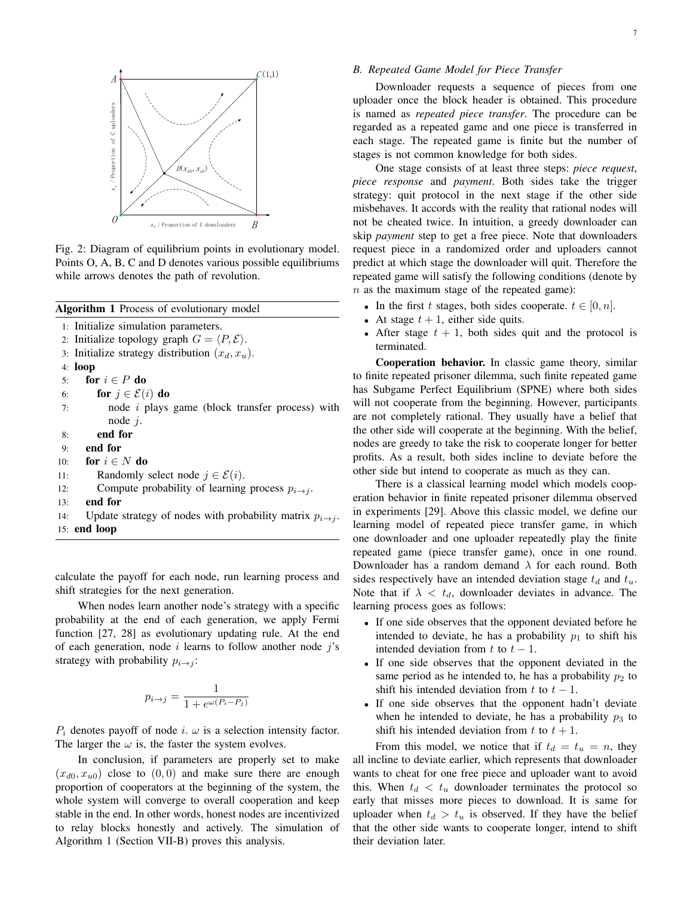Fig. 2: Diagram of equilibrium points in evolutionary model. Points O, A, B, C and D denotes various possible equilibriums while arrows denotes the path of revolution.

**Algorithm 1** Process of evolutionary model

```
1:  Initialize simulation parameters.
2:  Initialize topology graph G = ⟨P, E⟩.
3:  Initialize strategy distribution (x_d, x_u).
4:  loop
5:      for i ∈ P do
6:          for j ∈ E(i) do
7:              node i plays game (block transfer process) with node j.
8:          end for
9:      end for
10:     for i ∈ N do
11:         Randomly select node j ∈ E(i).
12:         Compute probability of learning process p_{i→j}.
13:     end for
14:     Update strategy of nodes with probability matrix p_{i→j}.
15: end loop
```

calculate the payoff for each node, run learning process and shift strategies for the next generation.

When nodes learn another node's strategy with a specific probability at the end of each generation, we apply Fermi function [27, 28] as evolutionary updating rule. At the end of each generation, node $i$ learns to follow another node $j$'s strategy with probability $p_{i \to j}$:

$$p_{i \to j} = \frac{1}{1 + e^{\omega(P_i - P_j)}}$$

$P_i$ denotes payoff of node $i$. $\omega$ is a selection intensity factor. The larger the $\omega$ is, the faster the system evolves.

In conclusion, if parameters are properly set to make $(x_{d0}, x_{u0})$ close to $(0, 0)$ and make sure there are enough proportion of cooperators at the beginning of the system, the whole system will converge to overall cooperation and keep stable in the end. In other words, honest nodes are incentivized to relay blocks honestly and actively. The simulation of Algorithm 1 (Section VII-B) proves this analysis.

### B. Repeated Game Model for Piece Transfer

Downloader requests a sequence of pieces from one uploader once the block header is obtained. This procedure is named as *repeated piece transfer*. The procedure can be regarded as a repeated game and one piece is transferred in each stage. The repeated game is finite but the number of stages is not common knowledge for both sides.

One stage consists of at least three steps: *piece request*, *piece response* and *payment*. Both sides take the trigger strategy: quit protocol in the next stage if the other side misbehaves. It accords with the reality that rational nodes will not be cheated twice. In intuition, a greedy downloader can skip *payment* step to get a free piece. Note that downloaders request piece in a randomized order and uploaders cannot predict at which stage the downloader will quit. Therefore the repeated game will satisfy the following conditions (denote by $n$ as the maximum stage of the repeated game):

- In the first $t$ stages, both sides cooperate. $t \in [0, n]$.
- At stage $t + 1$, either side quits.
- After stage $t + 1$, both sides quit and the protocol is terminated.

**Cooperation behavior.** In classic game theory, similar to finite repeated prisoner dilemma, such finite repeated game has Subgame Perfect Equilibrium (SPNE) where both sides will not cooperate from the beginning. However, participants are not completely rational. They usually have a belief that the other side will cooperate at the beginning. With the belief, nodes are greedy to take the risk to cooperate longer for better profits. As a result, both sides incline to deviate before the other side but intend to cooperate as much as they can.

There is a classical learning model which models cooperation behavior in finite repeated prisoner dilemma observed in experiments [29]. Above this classic model, we define our learning model of repeated piece transfer game, in which one downloader and one uploader repeatedly play the finite repeated game (piece transfer game), once in one round. Downloader has a random demand $\lambda$ for each round. Both sides respectively have an intended deviation stage $t_d$ and $t_u$. Note that if $\lambda < t_d$, downloader deviates in advance. The learning process goes as follows:

- If one side observes that the opponent deviated before he intended to deviate, he has a probability $p_1$ to shift his intended deviation from $t$ to $t - 1$.
- If one side observes that the opponent deviated in the same period as he intended to, he has a probability $p_2$ to shift his intended deviation from $t$ to $t - 1$.
- If one side observes that the opponent hadn't deviate when he intended to deviate, he has a probability $p_3$ to shift his intended deviation from $t$ to $t + 1$.

From this model, we notice that if $t_d = t_u = n$, they all incline to deviate earlier, which represents that downloader wants to cheat for one free piece and uploader want to avoid this. When $t_d < t_u$ downloader terminates the protocol so early that misses more pieces to download. It is same for uploader when $t_d > t_u$ is observed. If they have the belief that the other side wants to cooperate longer, intend to shift their deviation later.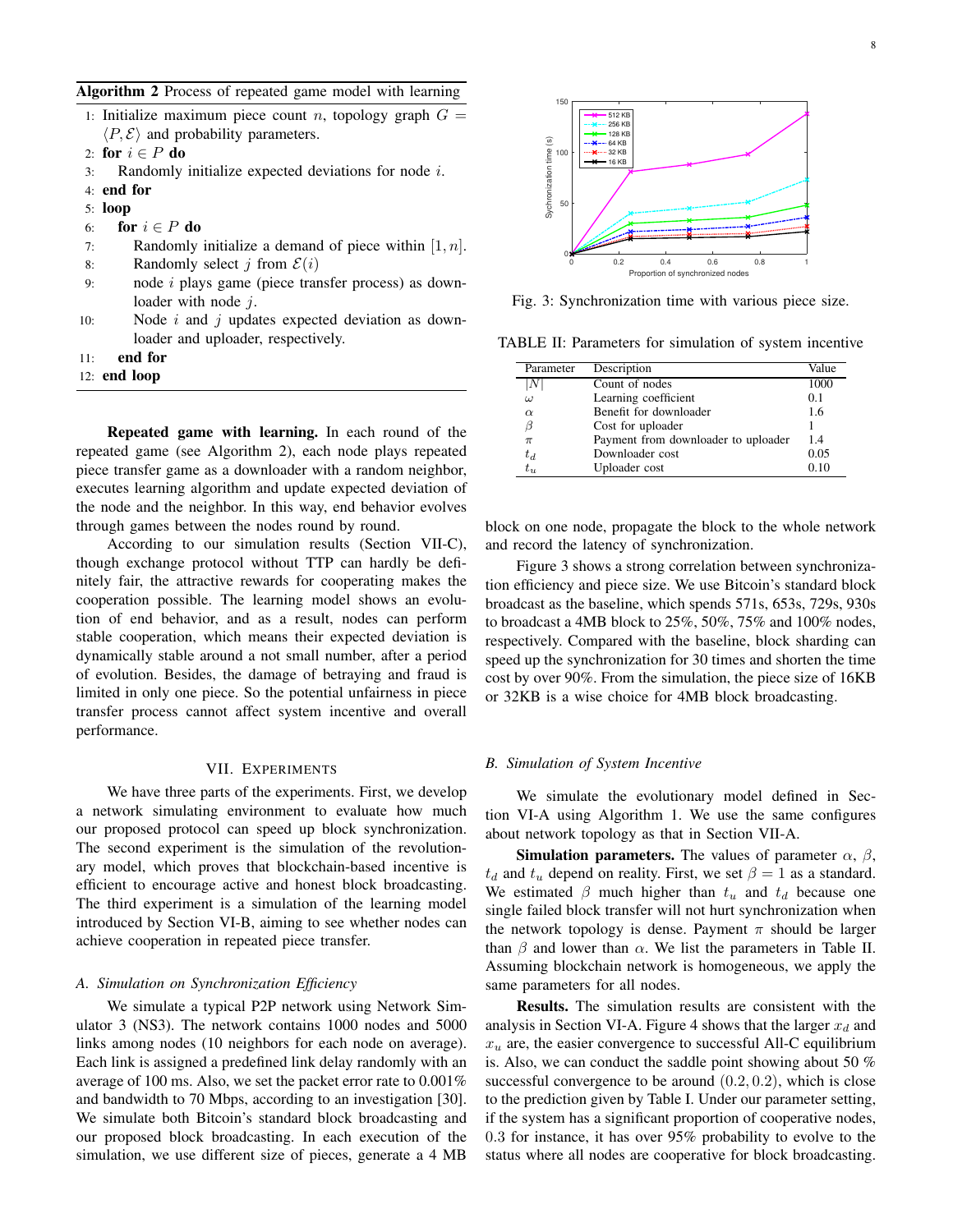**Algorithm 2** Process of repeated game model with learning

1: Initialize maximum piece count $n$, topology graph $G = \langle P, \mathcal{E} \rangle$ and probability parameters.
2: **for** $i \in P$ **do**
3: Randomly initialize expected deviations for node $i$.
4: **end for**
5: **loop**
6: **for** $i \in P$ **do**
7: Randomly initialize a demand of piece within $[1, n]$.
8: Randomly select $j$ from $\mathcal{E}(i)$
9: node $i$ plays game (piece transfer process) as downloader with node $j$.
10: Node $i$ and $j$ updates expected deviation as downloader and uploader, respectively.
11: **end for**
12: **end loop**

**Repeated game with learning.** In each round of the repeated game (see Algorithm 2), each node plays repeated piece transfer game as a downloader with a random neighbor, executes learning algorithm and update expected deviation of the node and the neighbor. In this way, end behavior evolves through games between the nodes round by round.

According to our simulation results (Section VII-C), though exchange protocol without TTP can hardly be definitely fair, the attractive rewards for cooperating makes the cooperation possible. The learning model shows an evolution of end behavior, and as a result, nodes can perform stable cooperation, which means their expected deviation is dynamically stable around a not small number, after a period of evolution. Besides, the damage of betraying and fraud is limited in only one piece. So the potential unfairness in piece transfer process cannot affect system incentive and overall performance.

## VII. Experiments

We have three parts of the experiments. First, we develop a network simulating environment to evaluate how much our proposed protocol can speed up block synchronization. The second experiment is the simulation of the revolutionary model, which proves that blockchain-based incentive is efficient to encourage active and honest block broadcasting. The third experiment is a simulation of the learning model introduced by Section VI-B, aiming to see whether nodes can achieve cooperation in repeated piece transfer.

### A. Simulation on Synchronization Efficiency

We simulate a typical P2P network using Network Simulator 3 (NS3). The network contains 1000 nodes and 5000 links among nodes (10 neighbors for each node on average). Each link is assigned a predefined link delay randomly with an average of 100 ms. Also, we set the packet error rate to 0.001% and bandwidth to 70 Mbps, according to an investigation [30]. We simulate both Bitcoin's standard block broadcasting and our proposed block broadcasting. In each execution of the simulation, we use different size of pieces, generate a 4 MB block on one node, propagate the block to the whole network and record the latency of synchronization.

Fig. 3: Synchronization time with various piece size.

Figure 3 shows a strong correlation between synchronization efficiency and piece size. We use Bitcoin's standard block broadcast as the baseline, which spends 571s, 653s, 729s, 930s to broadcast a 4MB block to 25%, 50%, 75% and 100% nodes, respectively. Compared with the baseline, block sharding can speed up the synchronization for 30 times and shorten the time cost by over 90%. From the simulation, the piece size of 16KB or 32KB is a wise choice for 4MB block broadcasting.

TABLE II: Parameters for simulation of system incentive

| Parameter | Description | Value |
|---|---|---|
| $\lvert N \rvert$ | Count of nodes | 1000 |
| $\omega$ | Learning coefficient | 0.1 |
| $\alpha$ | Benefit for downloader | 1.6 |
| $\beta$ | Cost for uploader | 1 |
| $\pi$ | Payment from downloader to uploader | 1.4 |
| $t_d$ | Downloader cost | 0.05 |
| $t_u$ | Uploader cost | 0.10 |

### B. Simulation of System Incentive

We simulate the evolutionary model defined in Section VI-A using Algorithm 1. We use the same configures about network topology as that in Section VII-A.

**Simulation parameters.** The values of parameter $\alpha$, $\beta$, $t_d$ and $t_u$ depend on reality. First, we set $\beta = 1$ as a standard. We estimated $\beta$ much higher than $t_u$ and $t_d$ because one single failed block transfer will not hurt synchronization when the network topology is dense. Payment $\pi$ should be larger than $\beta$ and lower than $\alpha$. We list the parameters in Table II. Assuming blockchain network is homogeneous, we apply the same parameters for all nodes.

**Results.** The simulation results are consistent with the analysis in Section VI-A. Figure 4 shows that the larger $x_d$ and $x_u$ are, the easier convergence to successful All-C equilibrium is. Also, we can conduct the saddle point showing about 50 % successful convergence to be around $(0.2, 0.2)$, which is close to the prediction given by Table I. Under our parameter setting, if the system has a significant proportion of cooperative nodes, 0.3 for instance, it has over 95% probability to evolve to the status where all nodes are cooperative for block broadcasting.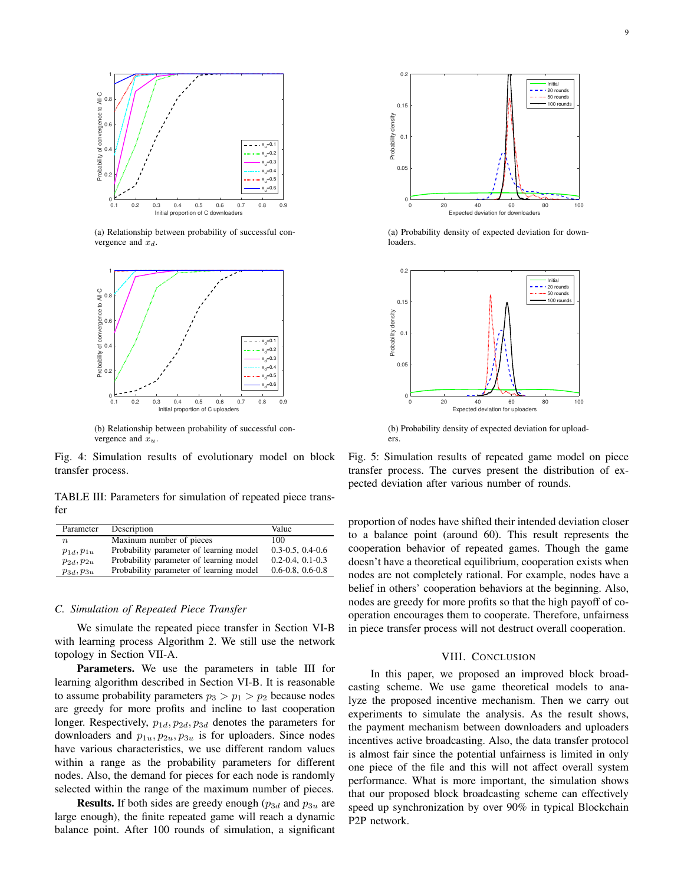(a) Relationship between probability of successful convergence and $x_d$.

(b) Relationship between probability of successful convergence and $x_u$.

Fig. 4: Simulation results of evolutionary model on block transfer process.

(a) Probability density of expected deviation for downloaders.

(b) Probability density of expected deviation for uploaders.

Fig. 5: Simulation results of repeated game model on piece transfer process. The curves present the distribution of expected deviation after various number of rounds.

TABLE III: Parameters for simulation of repeated piece transfer

| Parameter | Description | Value |
|---|---|---|
| $n$ | Maximum number of pieces | 100 |
| $p_{1d}, p_{1u}$ | Probability parameter of learning model | 0.3-0.5, 0.4-0.6 |
| $p_{2d}, p_{2u}$ | Probability parameter of learning model | 0.2-0.4, 0.1-0.3 |
| $p_{3d}, p_{3u}$ | Probability parameter of learning model | 0.6-0.8, 0.6-0.8 |

### C. Simulation of Repeated Piece Transfer

We simulate the repeated piece transfer in Section VI-B with learning process Algorithm 2. We still use the network topology in Section VII-A.

**Parameters.** We use the parameters in table III for learning algorithm described in Section VI-B. It is reasonable to assume probability parameters $p_3 > p_1 > p_2$ because nodes are greedy for more profits and incline to last cooperation longer. Respectively, $p_{1d}, p_{2d}, p_{3d}$ denotes the parameters for downloaders and $p_{1u}, p_{2u}, p_{3u}$ is for uploaders. Since nodes have various characteristics, we use different random values within a range as the probability parameters for different nodes. Also, the demand for pieces for each node is randomly selected within the range of the maximum number of pieces.

**Results.** If both sides are greedy enough ($p_{3d}$ and $p_{3u}$ are large enough), the finite repeated game will reach a dynamic balance point. After 100 rounds of simulation, a significant proportion of nodes have shifted their intended deviation closer to a balance point (around 60). This result represents the cooperation behavior of repeated games. Though the game doesn't have a theoretical equilibrium, cooperation exists when nodes are not completely rational. For example, nodes have a belief in others' cooperation behaviors at the beginning. Also, nodes are greedy for more profits so that the high payoff of cooperation encourages them to cooperate. Therefore, unfairness in piece transfer process will not destruct overall cooperation.

## VIII. Conclusion

In this paper, we proposed an improved block broadcasting scheme. We use game theoretical models to analyze the proposed incentive mechanism. Then we carry out experiments to simulate the analysis. As the result shows, the payment mechanism between downloaders and uploaders incentives active broadcasting. Also, the data transfer protocol is almost fair since the potential unfairness is limited in only one piece of the file and this will not affect overall system performance. What is more important, the simulation shows that our proposed block broadcasting scheme can effectively speed up synchronization by over 90% in typical Blockchain P2P network.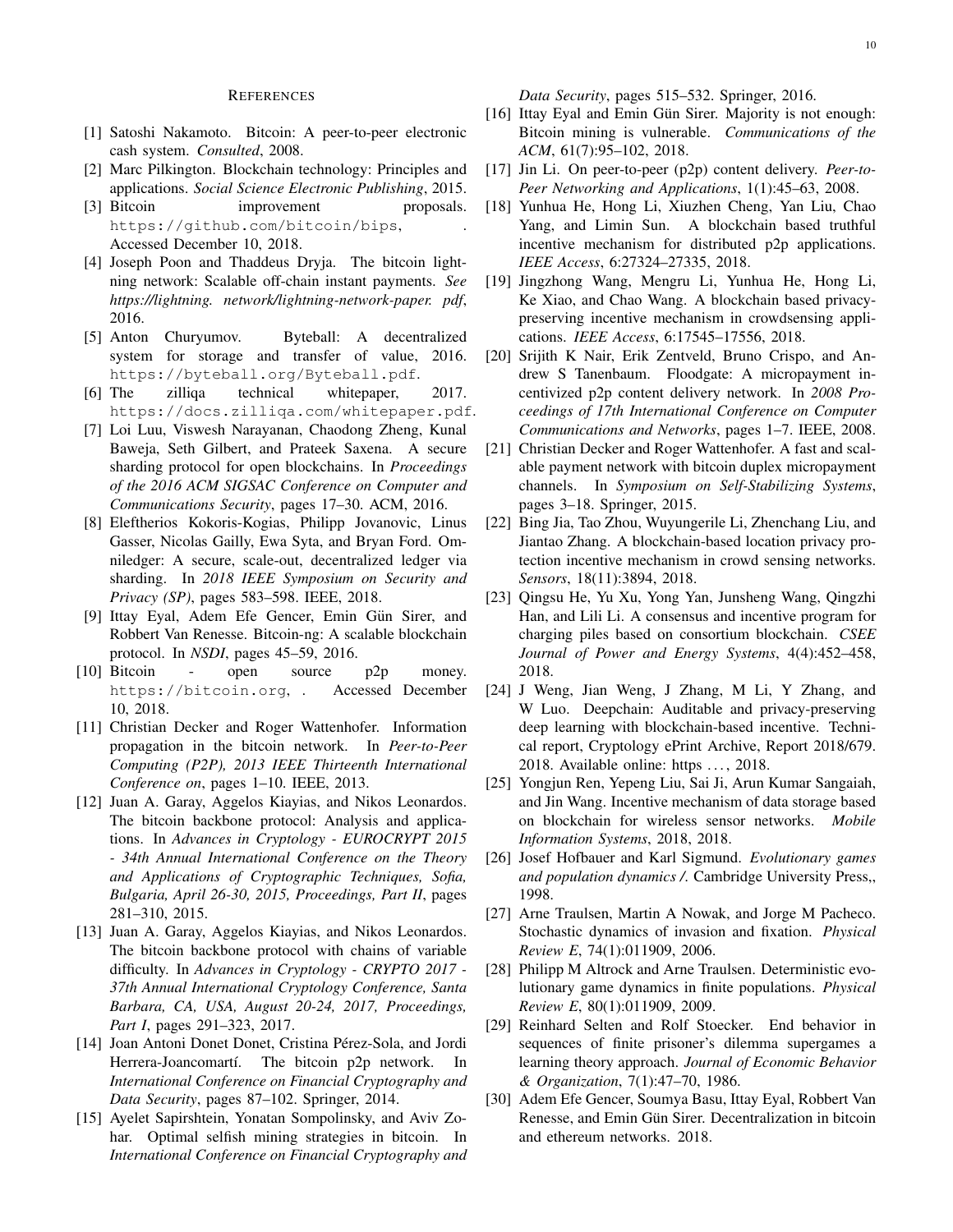## REFERENCES

[1] Satoshi Nakamoto. Bitcoin: A peer-to-peer electronic cash system. *Consulted*, 2008.

[2] Marc Pilkington. Blockchain technology: Principles and applications. *Social Science Electronic Publishing*, 2015.

[3] Bitcoin improvement proposals. https://github.com/bitcoin/bips, . Accessed December 10, 2018.

[4] Joseph Poon and Thaddeus Dryja. The bitcoin lightning network: Scalable off-chain instant payments. *See https://lightning. network/lightning-network-paper. pdf*, 2016.

[5] Anton Churyumov. Byteball: A decentralized system for storage and transfer of value, 2016. https://byteball.org/Byteball.pdf.

[6] The zilliqa technical whitepaper, 2017. https://docs.zilliqa.com/whitepaper.pdf.

[7] Loi Luu, Viswesh Narayanan, Chaodong Zheng, Kunal Baweja, Seth Gilbert, and Prateek Saxena. A secure sharding protocol for open blockchains. In *Proceedings of the 2016 ACM SIGSAC Conference on Computer and Communications Security*, pages 17–30. ACM, 2016.

[8] Eleftherios Kokoris-Kogias, Philipp Jovanovic, Linus Gasser, Nicolas Gailly, Ewa Syta, and Bryan Ford. Omniledger: A secure, scale-out, decentralized ledger via sharding. In *2018 IEEE Symposium on Security and Privacy (SP)*, pages 583–598. IEEE, 2018.

[9] Ittay Eyal, Adem Efe Gencer, Emin Gün Sirer, and Robbert Van Renesse. Bitcoin-ng: A scalable blockchain protocol. In *NSDI*, pages 45–59, 2016.

[10] Bitcoin - open source p2p money. https://bitcoin.org, . Accessed December 10, 2018.

[11] Christian Decker and Roger Wattenhofer. Information propagation in the bitcoin network. In *Peer-to-Peer Computing (P2P), 2013 IEEE Thirteenth International Conference on*, pages 1–10. IEEE, 2013.

[12] Juan A. Garay, Aggelos Kiayias, and Nikos Leonardos. The bitcoin backbone protocol: Analysis and applications. In *Advances in Cryptology - EUROCRYPT 2015 - 34th Annual International Conference on the Theory and Applications of Cryptographic Techniques, Sofia, Bulgaria, April 26-30, 2015, Proceedings, Part II*, pages 281–310, 2015.

[13] Juan A. Garay, Aggelos Kiayias, and Nikos Leonardos. The bitcoin backbone protocol with chains of variable difficulty. In *Advances in Cryptology - CRYPTO 2017 - 37th Annual International Cryptology Conference, Santa Barbara, CA, USA, August 20-24, 2017, Proceedings, Part I*, pages 291–323, 2017.

[14] Joan Antoni Donet Donet, Cristina Pérez-Sola, and Jordi Herrera-Joancomartí. The bitcoin p2p network. In *International Conference on Financial Cryptography and Data Security*, pages 87–102. Springer, 2014.

[15] Ayelet Sapirshtein, Yonatan Sompolinsky, and Aviv Zohar. Optimal selfish mining strategies in bitcoin. In *International Conference on Financial Cryptography and Data Security*, pages 515–532. Springer, 2016.

[16] Ittay Eyal and Emin Gün Sirer. Majority is not enough: Bitcoin mining is vulnerable. *Communications of the ACM*, 61(7):95–102, 2018.

[17] Jin Li. On peer-to-peer (p2p) content delivery. *Peer-to-Peer Networking and Applications*, 1(1):45–63, 2008.

[18] Yunhua He, Hong Li, Xiuzhen Cheng, Yan Liu, Chao Yang, and Limin Sun. A blockchain based truthful incentive mechanism for distributed p2p applications. *IEEE Access*, 6:27324–27335, 2018.

[19] Jingzhong Wang, Mengru Li, Yunhua He, Hong Li, Ke Xiao, and Chao Wang. A blockchain based privacy-preserving incentive mechanism in crowdsensing applications. *IEEE Access*, 6:17545–17556, 2018.

[20] Srijith K Nair, Erik Zentveld, Bruno Crispo, and Andrew S Tanenbaum. Floodgate: A micropayment incentivized p2p content delivery network. In *2008 Proceedings of 17th International Conference on Computer Communications and Networks*, pages 1–7. IEEE, 2008.

[21] Christian Decker and Roger Wattenhofer. A fast and scalable payment network with bitcoin duplex micropayment channels. In *Symposium on Self-Stabilizing Systems*, pages 3–18. Springer, 2015.

[22] Bing Jia, Tao Zhou, Wuyungerile Li, Zhenchang Liu, and Jiantao Zhang. A blockchain-based location privacy protection incentive mechanism in crowd sensing networks. *Sensors*, 18(11):3894, 2018.

[23] Qingsu He, Yu Xu, Yong Yan, Junsheng Wang, Qingzhi Han, and Lili Li. A consensus and incentive program for charging piles based on consortium blockchain. *CSEE Journal of Power and Energy Systems*, 4(4):452–458, 2018.

[24] J Weng, Jian Weng, J Zhang, M Li, Y Zhang, and W Luo. Deepchain: Auditable and privacy-preserving deep learning with blockchain-based incentive. Technical report, Cryptology ePrint Archive, Report 2018/679. 2018. Available online: https ..., 2018.

[25] Yongjun Ren, Yepeng Liu, Sai Ji, Arun Kumar Sangaiah, and Jin Wang. Incentive mechanism of data storage based on blockchain for wireless sensor networks. *Mobile Information Systems*, 2018, 2018.

[26] Josef Hofbauer and Karl Sigmund. *Evolutionary games and population dynamics /*. Cambridge University Press,, 1998.

[27] Arne Traulsen, Martin A Nowak, and Jorge M Pacheco. Stochastic dynamics of invasion and fixation. *Physical Review E*, 74(1):011909, 2006.

[28] Philipp M Altrock and Arne Traulsen. Deterministic evolutionary game dynamics in finite populations. *Physical Review E*, 80(1):011909, 2009.

[29] Reinhard Selten and Rolf Stoecker. End behavior in sequences of finite prisoner's dilemma supergames a learning theory approach. *Journal of Economic Behavior & Organization*, 7(1):47–70, 1986.

[30] Adem Efe Gencer, Soumya Basu, Ittay Eyal, Robbert Van Renesse, and Emin Gün Sirer. Decentralization in bitcoin and ethereum networks. 2018.